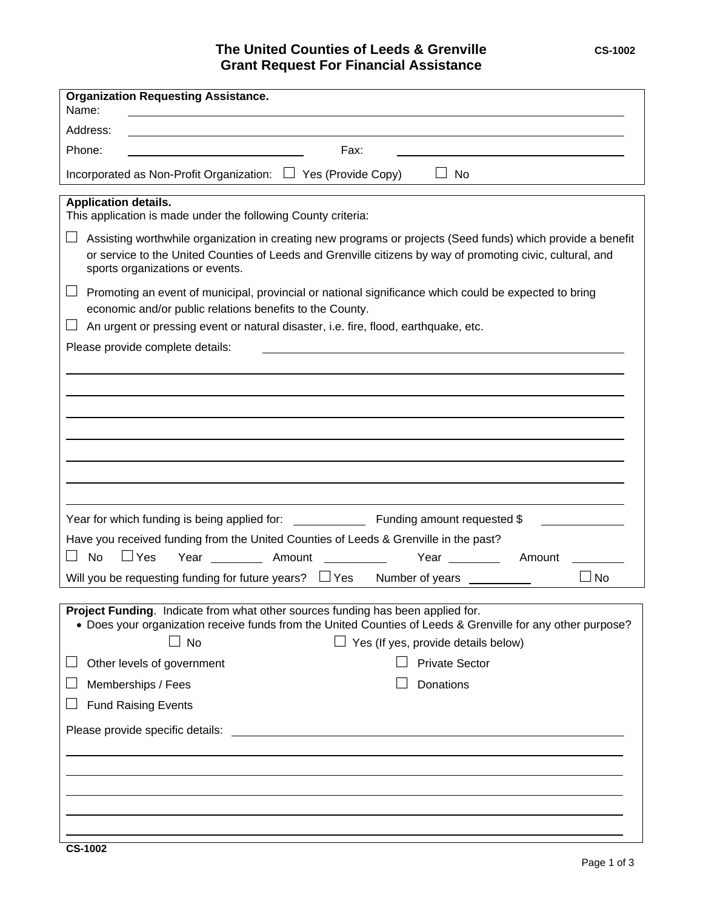# The United Counties of Leeds & Grenville
## Grant Request For Financial Assistance

CS-1002

**Organization Requesting Assistance.**

Name: ______________________________

Address: ______________________________

Phone: ______________ Fax: ______________

Incorporated as Non-Profit Organization: ☐ Yes (Provide Copy) ☐ No

**Application details.**

This application is made under the following County criteria:

☐ Assisting worthwhile organization in creating new programs or projects (Seed funds) which provide a benefit or service to the United Counties of Leeds and Grenville citizens by way of promoting civic, cultural, and sports organizations or events.

☐ Promoting an event of municipal, provincial or national significance which could be expected to bring economic and/or public relations benefits to the County.

☐ An urgent or pressing event or natural disaster, i.e. fire, flood, earthquake, etc.

Please provide complete details: ______________________________

______________________________

______________________________

______________________________

______________________________

______________________________

______________________________

______________________________

Year for which funding is being applied for: __________ Funding amount requested $ __________

Have you received funding from the United Counties of Leeds & Grenville in the past?

☐ No ☐ Yes Year ________ Amount ________ Year ________ Amount ________

Will you be requesting funding for future years? ☐ Yes Number of years ________ ☐ No

**Project Funding**. Indicate from what other sources funding has been applied for.

- Does your organization receive funds from the United Counties of Leeds & Grenville for any other purpose?

☐ No ☐ Yes (If yes, provide details below)

☐ Other levels of government ☐ Private Sector

☐ Memberships / Fees ☐ Donations

☐ Fund Raising Events

Please provide specific details: ______________________________

______________________________

______________________________

______________________________

______________________________

______________________________

CS-1002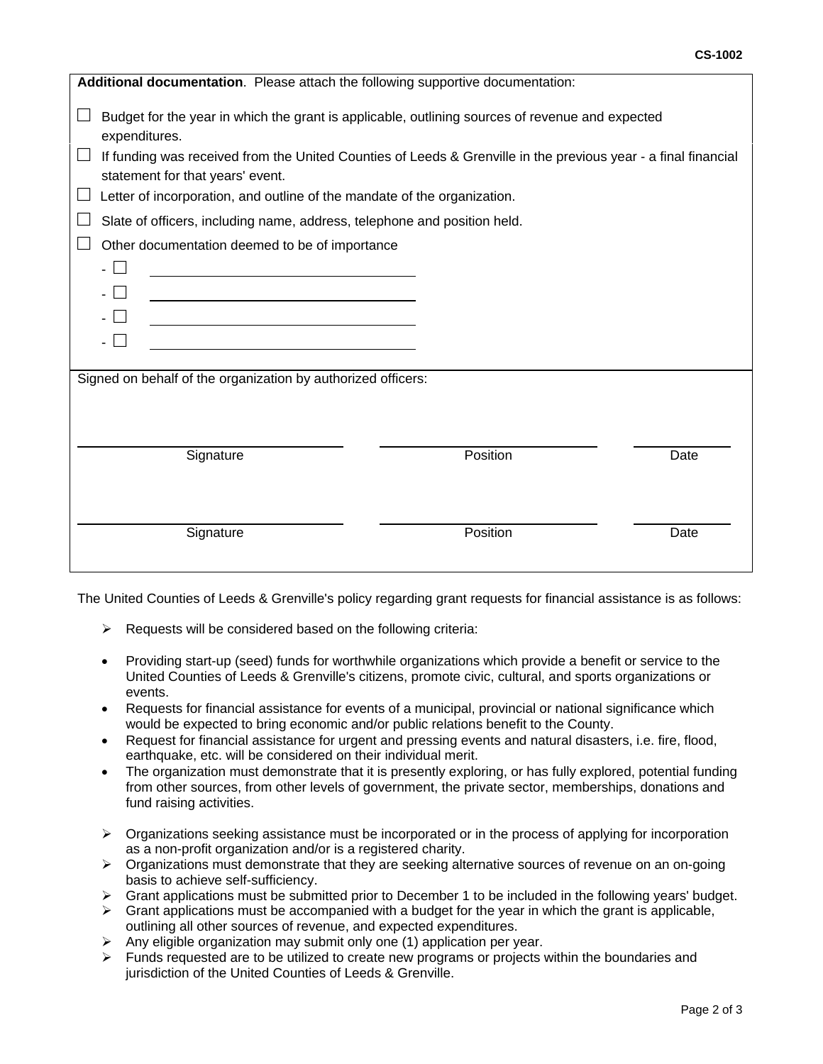**Additional documentation**. Please attach the following supportive documentation:

☐ Budget for the year in which the grant is applicable, outlining sources of revenue and expected expenditures.

☐ If funding was received from the United Counties of Leeds & Grenville in the previous year - a final financial statement for that years' event.

☐ Letter of incorporation, and outline of the mandate of the organization.

☐ Slate of officers, including name, address, telephone and position held.

☐ Other documentation deemed to be of importance

- ☐ ______________________________
- ☐ ______________________________
- ☐ ______________________________
- ☐ ______________________________

Signed on behalf of the organization by authorized officers:

| Signature | Position | Date |
|---|---|---|
| | | |
| | | |

The United Counties of Leeds & Grenville's policy regarding grant requests for financial assistance is as follows:

- Requests will be considered based on the following criteria:

  - Providing start-up (seed) funds for worthwhile organizations which provide a benefit or service to the United Counties of Leeds & Grenville's citizens, promote civic, cultural, and sports organizations or events.
  - Requests for financial assistance for events of a municipal, provincial or national significance which would be expected to bring economic and/or public relations benefit to the County.
  - Request for financial assistance for urgent and pressing events and natural disasters, i.e. fire, flood, earthquake, etc. will be considered on their individual merit.
  - The organization must demonstrate that it is presently exploring, or has fully explored, potential funding from other sources, from other levels of government, the private sector, memberships, donations and fund raising activities.

- Organizations seeking assistance must be incorporated or in the process of applying for incorporation as a non-profit organization and/or is a registered charity.
- Organizations must demonstrate that they are seeking alternative sources of revenue on an on-going basis to achieve self-sufficiency.
- Grant applications must be submitted prior to December 1 to be included in the following years' budget.
- Grant applications must be accompanied with a budget for the year in which the grant is applicable, outlining all other sources of revenue, and expected expenditures.
- Any eligible organization may submit only one (1) application per year.
- Funds requested are to be utilized to create new programs or projects within the boundaries and jurisdiction of the United Counties of Leeds & Grenville.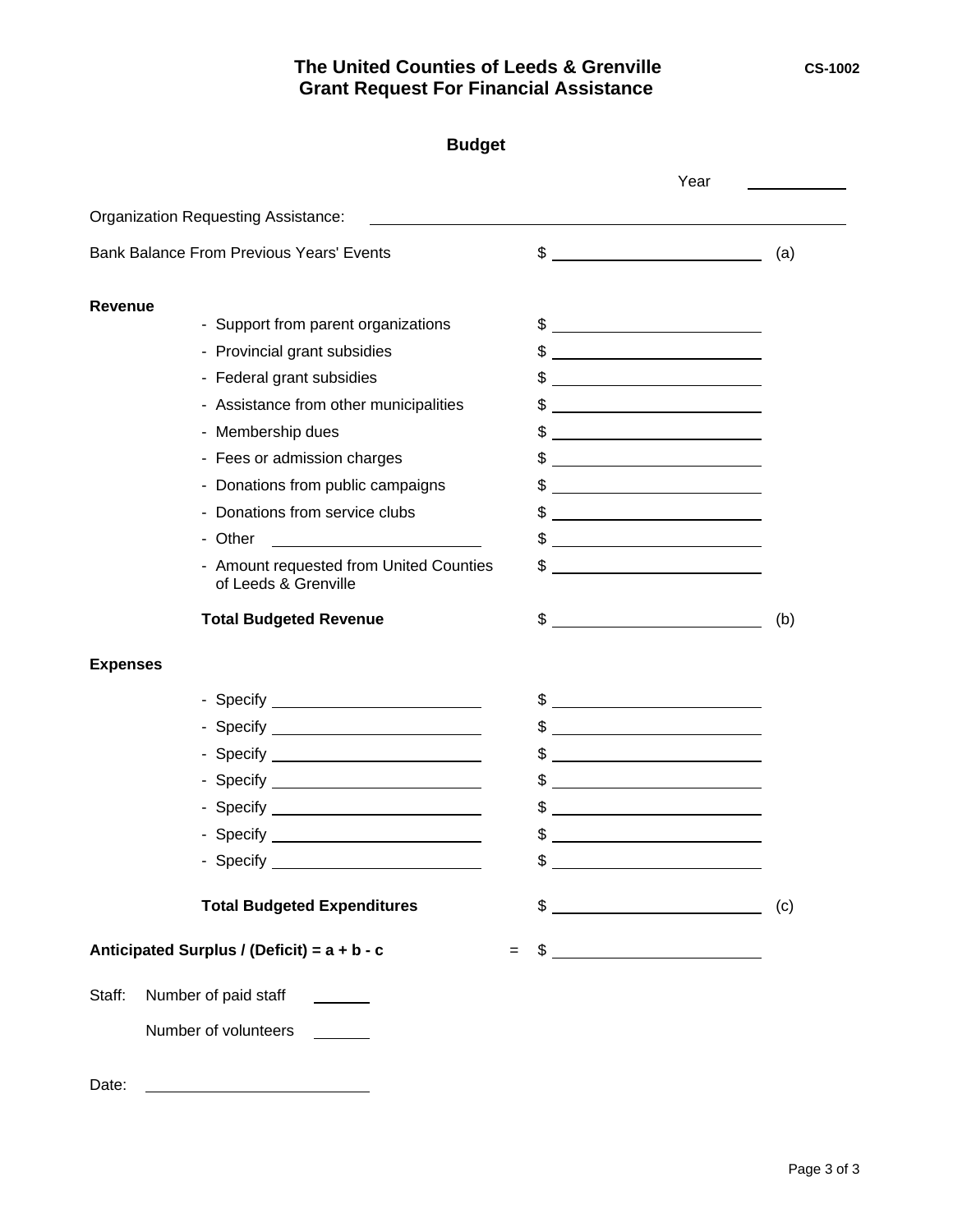# The United Counties of Leeds & Grenville
## Grant Request For Financial Assistance

CS-1002

### Budget

Year ____________

Organization Requesting Assistance: ______________________________

Bank Balance From Previous Years' Events $ ______________ (a)

**Revenue**

- Support from parent organizations $ ______________
- Provincial grant subsidies $ ______________
- Federal grant subsidies $ ______________
- Assistance from other municipalities $ ______________
- Membership dues $ ______________
- Fees or admission charges $ ______________
- Donations from public campaigns $ ______________
- Donations from service clubs $ ______________
- Other ______________ $ ______________
- Amount requested from United Counties of Leeds & Grenville $ ______________

**Total Budgeted Revenue** $ ______________ (b)

**Expenses**

- Specify ______________ $ ______________
- Specify ______________ $ ______________
- Specify ______________ $ ______________
- Specify ______________ $ ______________
- Specify ______________ $ ______________
- Specify ______________ $ ______________
- Specify ______________ $ ______________

**Total Budgeted Expenditures** $ ______________ (c)

**Anticipated Surplus / (Deficit) = a + b - c** = $ ______________

Staff: Number of paid staff ______

Number of volunteers ______

Date: ______________